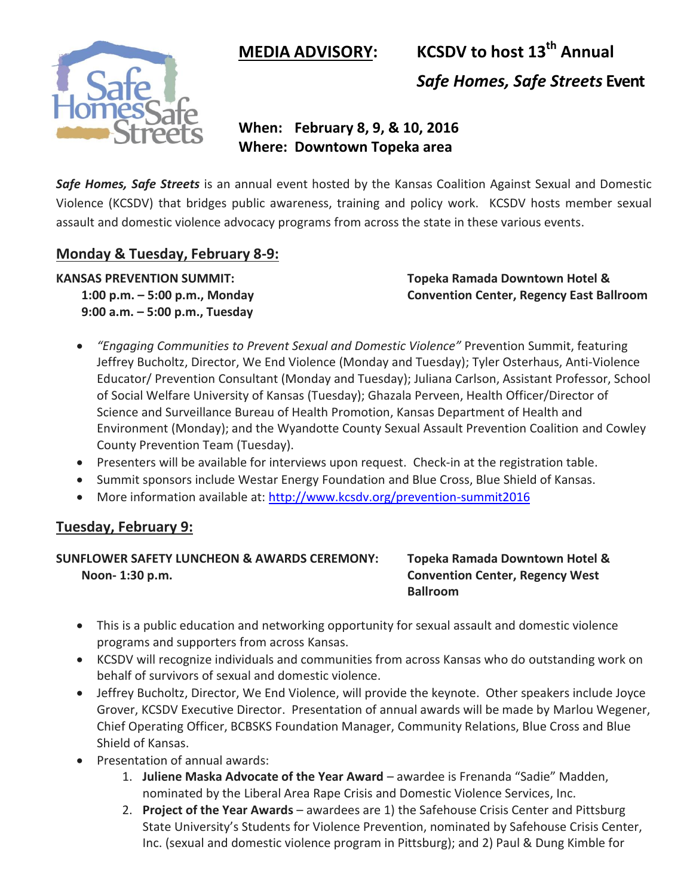# MEDIA ADVISORY: KCSDV to host 13th Annual *Safe Homes, Safe Streets* Event

**When: February 8, 9, & 10, 2016**
**Where: Downtown Topeka area**

***Safe Homes, Safe Streets*** is an annual event hosted by the Kansas Coalition Against Sexual and Domestic Violence (KCSDV) that bridges public awareness, training and policy work. KCSDV hosts member sexual assault and domestic violence advocacy programs from across the state in these various events.

## Monday & Tuesday, February 8-9:

**KANSAS PREVENTION SUMMIT:**
**1:00 p.m. – 5:00 p.m., Monday**
**9:00 a.m. – 5:00 p.m., Tuesday**

**Topeka Ramada Downtown Hotel & Convention Center, Regency East Ballroom**

- *"Engaging Communities to Prevent Sexual and Domestic Violence"* Prevention Summit, featuring Jeffrey Bucholtz, Director, We End Violence (Monday and Tuesday); Tyler Osterhaus, Anti-Violence Educator/ Prevention Consultant (Monday and Tuesday); Juliana Carlson, Assistant Professor, School of Social Welfare University of Kansas (Tuesday); Ghazala Perveen, Health Officer/Director of Science and Surveillance Bureau of Health Promotion, Kansas Department of Health and Environment (Monday); and the Wyandotte County Sexual Assault Prevention Coalition and Cowley County Prevention Team (Tuesday).
- Presenters will be available for interviews upon request. Check-in at the registration table.
- Summit sponsors include Westar Energy Foundation and Blue Cross, Blue Shield of Kansas.
- More information available at: http://www.kcsdv.org/prevention-summit2016

## Tuesday, February 9:

**SUNFLOWER SAFETY LUNCHEON & AWARDS CEREMONY:**
**Noon- 1:30 p.m.**

**Topeka Ramada Downtown Hotel & Convention Center, Regency West Ballroom**

- This is a public education and networking opportunity for sexual assault and domestic violence programs and supporters from across Kansas.
- KCSDV will recognize individuals and communities from across Kansas who do outstanding work on behalf of survivors of sexual and domestic violence.
- Jeffrey Bucholtz, Director, We End Violence, will provide the keynote. Other speakers include Joyce Grover, KCSDV Executive Director. Presentation of annual awards will be made by Marlou Wegener, Chief Operating Officer, BCBSKS Foundation Manager, Community Relations, Blue Cross and Blue Shield of Kansas.
- Presentation of annual awards:
  1. **Juliene Maska Advocate of the Year Award** – awardee is Frenanda "Sadie" Madden, nominated by the Liberal Area Rape Crisis and Domestic Violence Services, Inc.
  2. **Project of the Year Awards** – awardees are 1) the Safehouse Crisis Center and Pittsburg State University's Students for Violence Prevention, nominated by Safehouse Crisis Center, Inc. (sexual and domestic violence program in Pittsburg); and 2) Paul & Dung Kimble for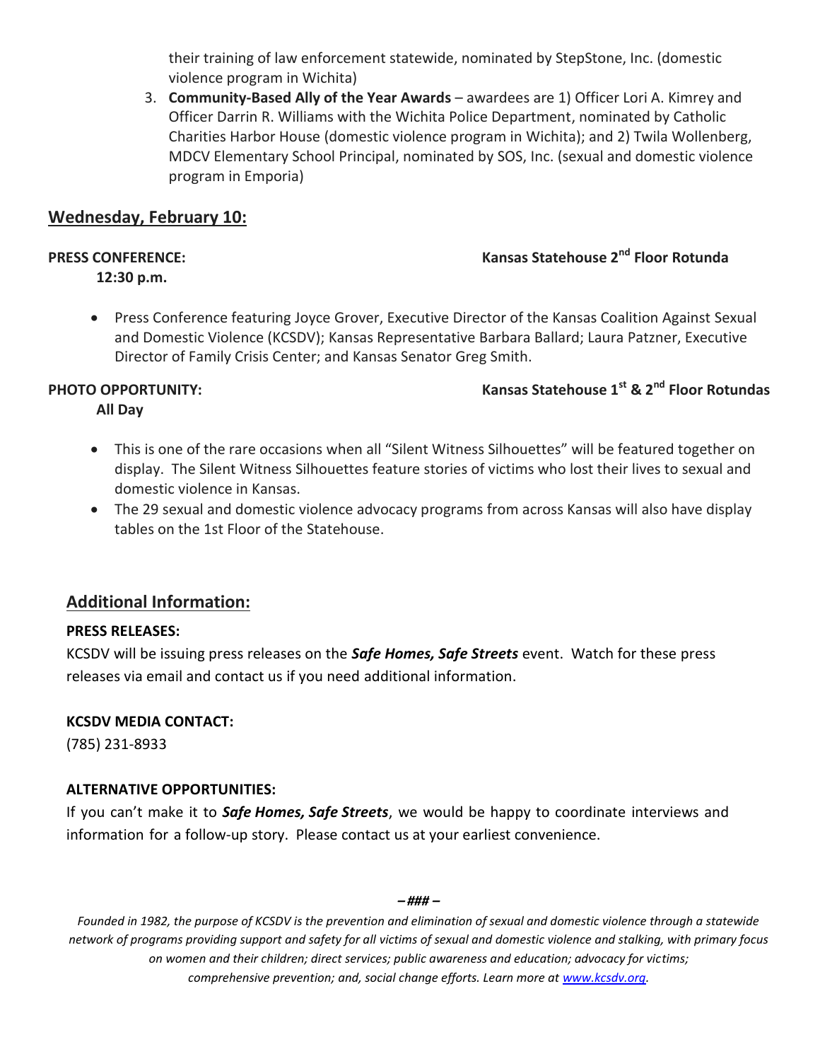their training of law enforcement statewide, nominated by StepStone, Inc. (domestic violence program in Wichita)

3. **Community-Based Ally of the Year Awards** – awardees are 1) Officer Lori A. Kimrey and Officer Darrin R. Williams with the Wichita Police Department, nominated by Catholic Charities Harbor House (domestic violence program in Wichita); and 2) Twila Wollenberg, MDCV Elementary School Principal, nominated by SOS, Inc. (sexual and domestic violence program in Emporia)

## Wednesday, February 10:

**PRESS CONFERENCE:** **Kansas Statehouse 2nd Floor Rotunda**
**12:30 p.m.**

- Press Conference featuring Joyce Grover, Executive Director of the Kansas Coalition Against Sexual and Domestic Violence (KCSDV); Kansas Representative Barbara Ballard; Laura Patzner, Executive Director of Family Crisis Center; and Kansas Senator Greg Smith.

**PHOTO OPPORTUNITY:** **Kansas Statehouse 1st & 2nd Floor Rotundas**
**All Day**

- This is one of the rare occasions when all "Silent Witness Silhouettes" will be featured together on display. The Silent Witness Silhouettes feature stories of victims who lost their lives to sexual and domestic violence in Kansas.
- The 29 sexual and domestic violence advocacy programs from across Kansas will also have display tables on the 1st Floor of the Statehouse.

## Additional Information:

**PRESS RELEASES:**
KCSDV will be issuing press releases on the ***Safe Homes, Safe Streets*** event. Watch for these press releases via email and contact us if you need additional information.

**KCSDV MEDIA CONTACT:**
(785) 231-8933

**ALTERNATIVE OPPORTUNITIES:**
If you can't make it to ***Safe Homes, Safe Streets***, we would be happy to coordinate interviews and information for a follow-up story. Please contact us at your earliest convenience.

***– ### –***

*Founded in 1982, the purpose of KCSDV is the prevention and elimination of sexual and domestic violence through a statewide network of programs providing support and safety for all victims of sexual and domestic violence and stalking, with primary focus on women and their children; direct services; public awareness and education; advocacy for victims; comprehensive prevention; and, social change efforts. Learn more at www.kcsdv.org.*